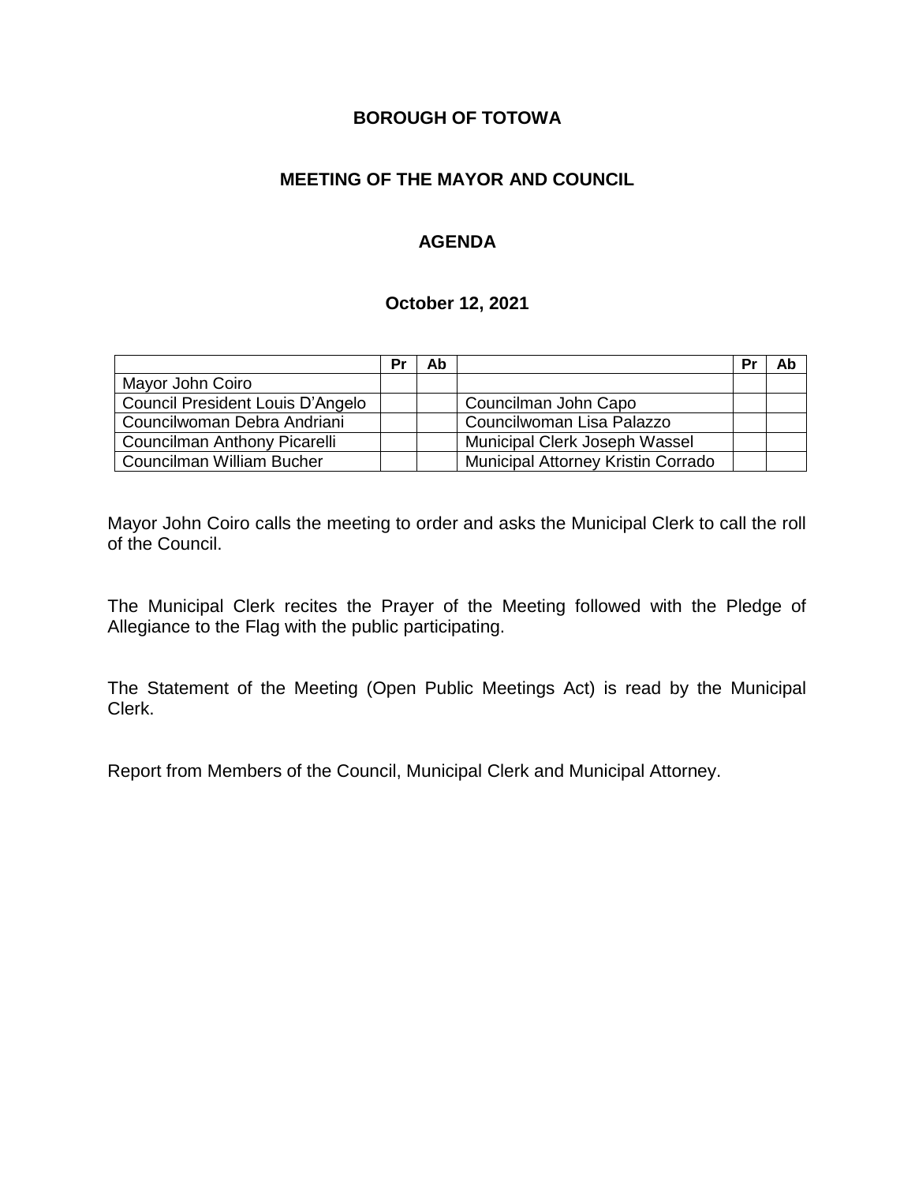# BOROUGH OF TOTOWA

## MEETING OF THE MAYOR AND COUNCIL

## AGENDA

### October 12, 2021

| | Pr | Ab | | Pr | Ab |
|---|---|---|---|---|---|
| Mayor John Coiro | | | | | |
| Council President Louis D'Angelo | | | Councilman John Capo | | |
| Councilwoman Debra Andriani | | | Councilwoman Lisa Palazzo | | |
| Councilman Anthony Picarelli | | | Municipal Clerk Joseph Wassel | | |
| Councilman William Bucher | | | Municipal Attorney Kristin Corrado | | |

Mayor John Coiro calls the meeting to order and asks the Municipal Clerk to call the roll of the Council.

The Municipal Clerk recites the Prayer of the Meeting followed with the Pledge of Allegiance to the Flag with the public participating.

The Statement of the Meeting (Open Public Meetings Act) is read by the Municipal Clerk.

Report from Members of the Council, Municipal Clerk and Municipal Attorney.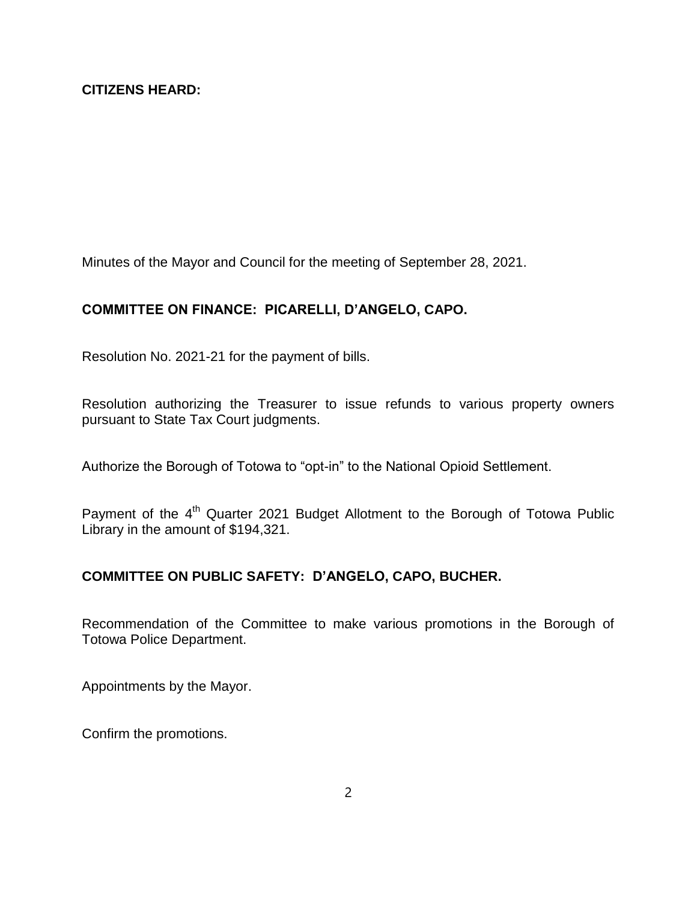**CITIZENS HEARD:**

Minutes of the Mayor and Council for the meeting of September 28, 2021.

**COMMITTEE ON FINANCE: PICARELLI, D'ANGELO, CAPO.**

Resolution No. 2021-21 for the payment of bills.

Resolution authorizing the Treasurer to issue refunds to various property owners pursuant to State Tax Court judgments.

Authorize the Borough of Totowa to "opt-in" to the National Opioid Settlement.

Payment of the 4th Quarter 2021 Budget Allotment to the Borough of Totowa Public Library in the amount of $194,321.

**COMMITTEE ON PUBLIC SAFETY: D'ANGELO, CAPO, BUCHER.**

Recommendation of the Committee to make various promotions in the Borough of Totowa Police Department.

Appointments by the Mayor.

Confirm the promotions.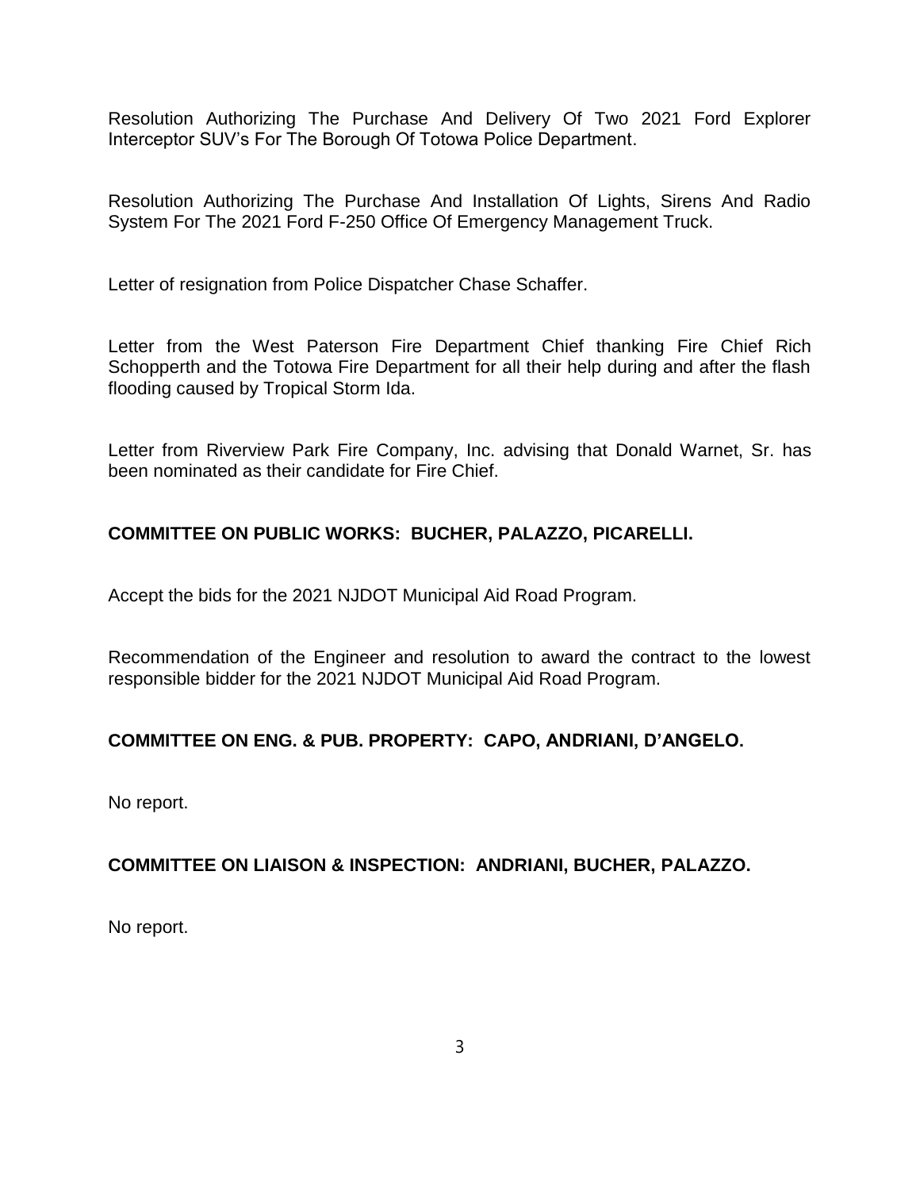Resolution Authorizing The Purchase And Delivery Of Two 2021 Ford Explorer Interceptor SUV's For The Borough Of Totowa Police Department.

Resolution Authorizing The Purchase And Installation Of Lights, Sirens And Radio System For The 2021 Ford F-250 Office Of Emergency Management Truck.

Letter of resignation from Police Dispatcher Chase Schaffer.

Letter from the West Paterson Fire Department Chief thanking Fire Chief Rich Schopperth and the Totowa Fire Department for all their help during and after the flash flooding caused by Tropical Storm Ida.

Letter from Riverview Park Fire Company, Inc. advising that Donald Warnet, Sr. has been nominated as their candidate for Fire Chief.

**COMMITTEE ON PUBLIC WORKS: BUCHER, PALAZZO, PICARELLI.**

Accept the bids for the 2021 NJDOT Municipal Aid Road Program.

Recommendation of the Engineer and resolution to award the contract to the lowest responsible bidder for the 2021 NJDOT Municipal Aid Road Program.

**COMMITTEE ON ENG. & PUB. PROPERTY: CAPO, ANDRIANI, D'ANGELO.**

No report.

**COMMITTEE ON LIAISON & INSPECTION: ANDRIANI, BUCHER, PALAZZO.**

No report.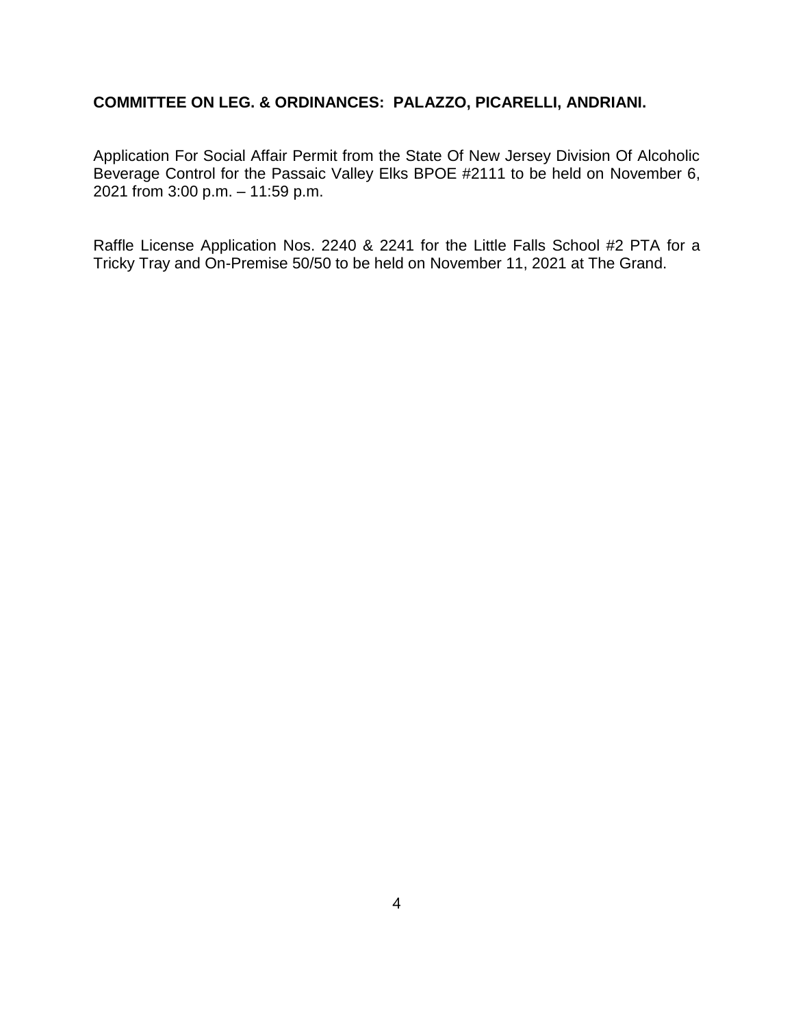**COMMITTEE ON LEG. & ORDINANCES: PALAZZO, PICARELLI, ANDRIANI.**

Application For Social Affair Permit from the State Of New Jersey Division Of Alcoholic Beverage Control for the Passaic Valley Elks BPOE #2111 to be held on November 6, 2021 from 3:00 p.m. – 11:59 p.m.

Raffle License Application Nos. 2240 & 2241 for the Little Falls School #2 PTA for a Tricky Tray and On-Premise 50/50 to be held on November 11, 2021 at The Grand.